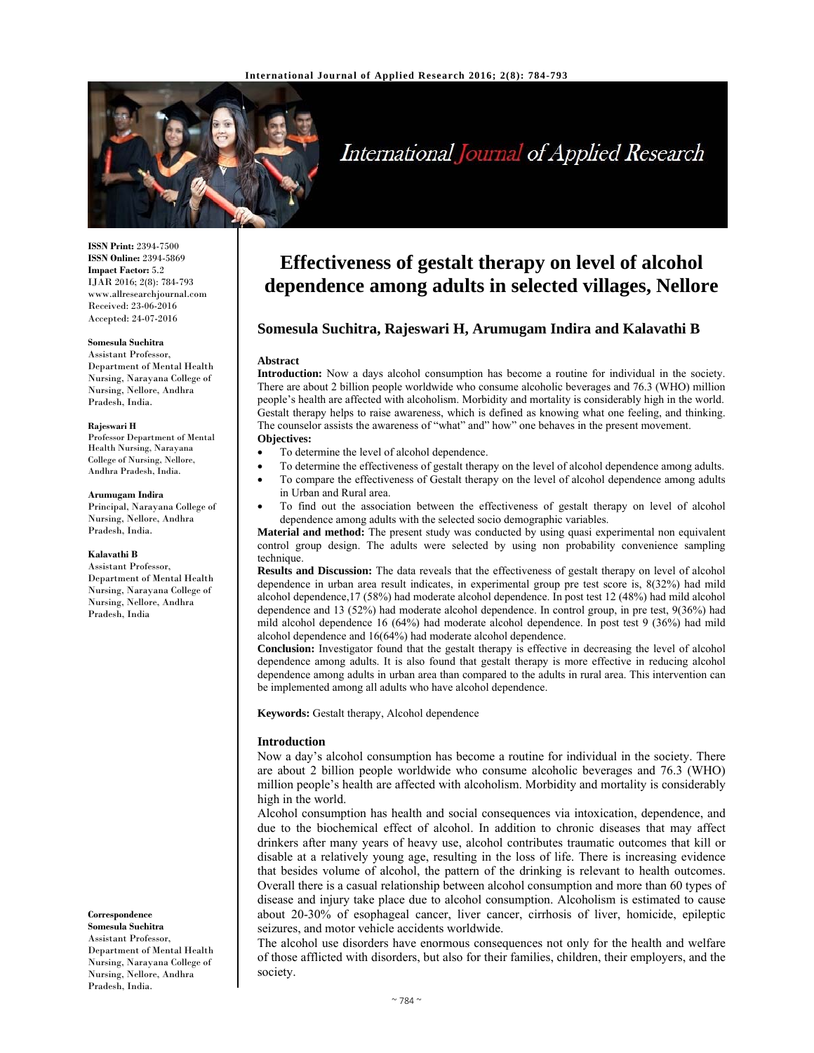ISSN Print: 2394-7500
ISSN Online: 2394-5869
Impact Factor: 5.2
IJAR 2016; 2(8): 784-793
www.allresearchjournal.com
Received: 23-06-2016
Accepted: 24-07-2016

**Somesula Suchitra**
Assistant Professor, Department of Mental Health Nursing, Narayana College of Nursing, Nellore, Andhra Pradesh, India.

**Rajeswari H**
Professor Department of Mental Health Nursing, Narayana College of Nursing, Nellore, Andhra Pradesh, India.

**Arumugam Indira**
Principal, Narayana College of Nursing, Nellore, Andhra Pradesh, India.

**Kalavathi B**
Assistant Professor, Department of Mental Health Nursing, Narayana College of Nursing, Nellore, Andhra Pradesh, India

**Correspondence**
**Somesula Suchitra**
Assistant Professor, Department of Mental Health Nursing, Narayana College of Nursing, Nellore, Andhra Pradesh, India.

# Effectiveness of gestalt therapy on level of alcohol dependence among adults in selected villages, Nellore

## Somesula Suchitra, Rajeswari H, Arumugam Indira and Kalavathi B

### Abstract

**Introduction:** Now a days alcohol consumption has become a routine for individual in the society. There are about 2 billion people worldwide who consume alcoholic beverages and 76.3 (WHO) million people's health are affected with alcoholism. Morbidity and mortality is considerably high in the world. Gestalt therapy helps to raise awareness, which is defined as knowing what one feeling, and thinking. The counselor assists the awareness of "what" and" how" one behaves in the present movement.

**Objectives:**

- To determine the level of alcohol dependence.
- To determine the effectiveness of gestalt therapy on the level of alcohol dependence among adults.
- To compare the effectiveness of Gestalt therapy on the level of alcohol dependence among adults in Urban and Rural area.
- To find out the association between the effectiveness of gestalt therapy on level of alcohol dependence among adults with the selected socio demographic variables.

**Material and method:** The present study was conducted by using quasi experimental non equivalent control group design. The adults were selected by using non probability convenience sampling technique.

**Results and Discussion:** The data reveals that the effectiveness of gestalt therapy on level of alcohol dependence in urban area result indicates, in experimental group pre test score is, 8(32%) had mild alcohol dependence,17 (58%) had moderate alcohol dependence. In post test 12 (48%) had mild alcohol dependence and 13 (52%) had moderate alcohol dependence. In control group, in pre test, 9(36%) had mild alcohol dependence 16 (64%) had moderate alcohol dependence. In post test 9 (36%) had mild alcohol dependence and 16(64%) had moderate alcohol dependence.

**Conclusion:** Investigator found that the gestalt therapy is effective in decreasing the level of alcohol dependence among adults. It is also found that gestalt therapy is more effective in reducing alcohol dependence among adults in urban area than compared to the adults in rural area. This intervention can be implemented among all adults who have alcohol dependence.

**Keywords:** Gestalt therapy, Alcohol dependence

### Introduction

Now a day's alcohol consumption has become a routine for individual in the society. There are about 2 billion people worldwide who consume alcoholic beverages and 76.3 (WHO) million people's health are affected with alcoholism. Morbidity and mortality is considerably high in the world.

Alcohol consumption has health and social consequences via intoxication, dependence, and due to the biochemical effect of alcohol. In addition to chronic diseases that may affect drinkers after many years of heavy use, alcohol contributes traumatic outcomes that kill or disable at a relatively young age, resulting in the loss of life. There is increasing evidence that besides volume of alcohol, the pattern of the drinking is relevant to health outcomes. Overall there is a casual relationship between alcohol consumption and more than 60 types of disease and injury take place due to alcohol consumption. Alcoholism is estimated to cause about 20-30% of esophageal cancer, liver cancer, cirrhosis of liver, homicide, epileptic seizures, and motor vehicle accidents worldwide.

The alcohol use disorders have enormous consequences not only for the health and welfare of those afflicted with disorders, but also for their families, children, their employers, and the society.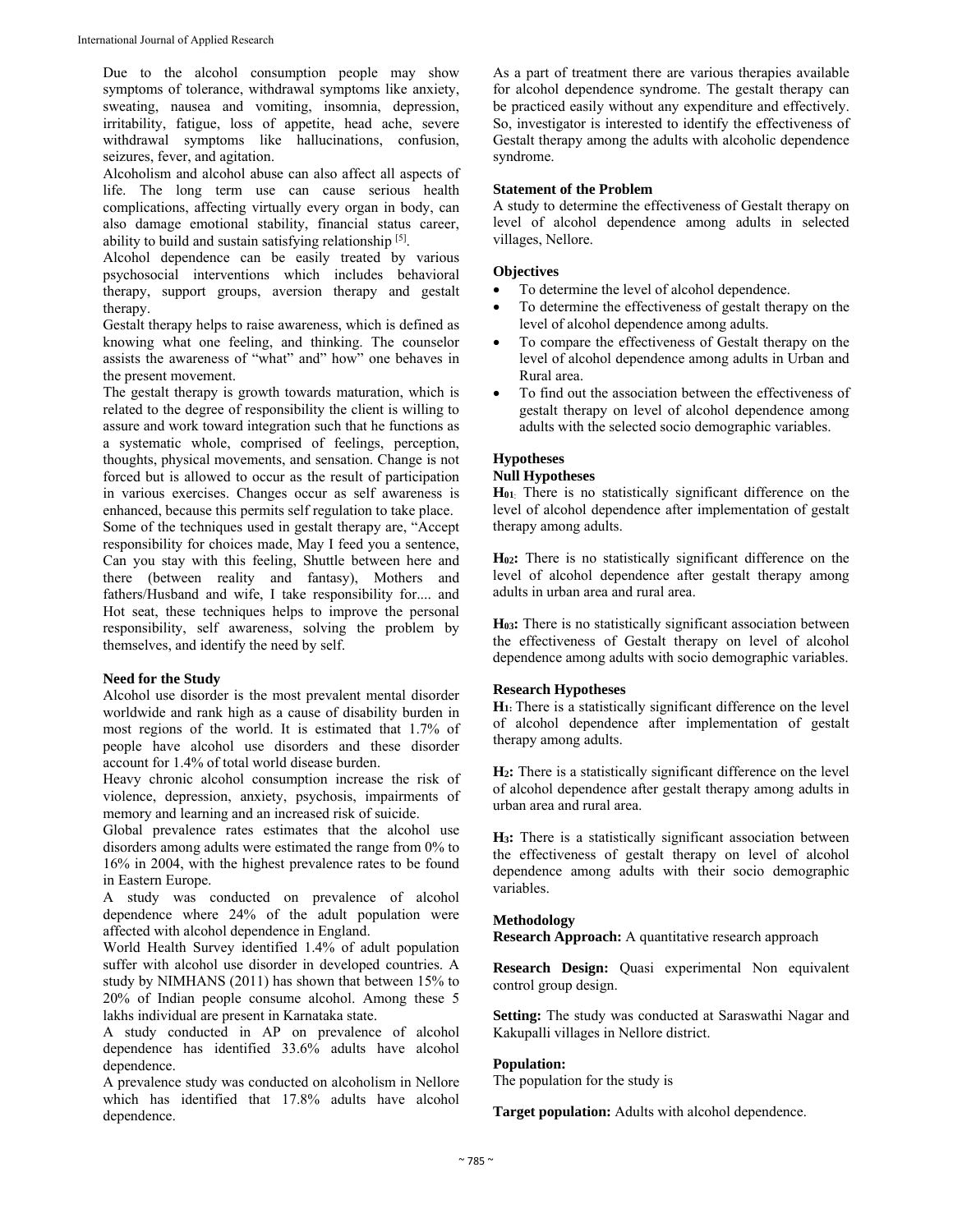Due to the alcohol consumption people may show symptoms of tolerance, withdrawal symptoms like anxiety, sweating, nausea and vomiting, insomnia, depression, irritability, fatigue, loss of appetite, head ache, severe withdrawal symptoms like hallucinations, confusion, seizures, fever, and agitation.

Alcoholism and alcohol abuse can also affect all aspects of life. The long term use can cause serious health complications, affecting virtually every organ in body, can also damage emotional stability, financial status career, ability to build and sustain satisfying relationship [5].

Alcohol dependence can be easily treated by various psychosocial interventions which includes behavioral therapy, support groups, aversion therapy and gestalt therapy.

Gestalt therapy helps to raise awareness, which is defined as knowing what one feeling, and thinking. The counselor assists the awareness of "what" and" how" one behaves in the present movement.

The gestalt therapy is growth towards maturation, which is related to the degree of responsibility the client is willing to assure and work toward integration such that he functions as a systematic whole, comprised of feelings, perception, thoughts, physical movements, and sensation. Change is not forced but is allowed to occur as the result of participation in various exercises. Changes occur as self awareness is enhanced, because this permits self regulation to take place.

Some of the techniques used in gestalt therapy are, "Accept responsibility for choices made, May I feed you a sentence, Can you stay with this feeling, Shuttle between here and there (between reality and fantasy), Mothers and fathers/Husband and wife, I take responsibility for.... and Hot seat, these techniques helps to improve the personal responsibility, self awareness, solving the problem by themselves, and identify the need by self.

## Need for the Study

Alcohol use disorder is the most prevalent mental disorder worldwide and rank high as a cause of disability burden in most regions of the world. It is estimated that 1.7% of people have alcohol use disorders and these disorder account for 1.4% of total world disease burden.

Heavy chronic alcohol consumption increase the risk of violence, depression, anxiety, psychosis, impairments of memory and learning and an increased risk of suicide.

Global prevalence rates estimates that the alcohol use disorders among adults were estimated the range from 0% to 16% in 2004, with the highest prevalence rates to be found in Eastern Europe.

A study was conducted on prevalence of alcohol dependence where 24% of the adult population were affected with alcohol dependence in England.

World Health Survey identified 1.4% of adult population suffer with alcohol use disorder in developed countries. A study by NIMHANS (2011) has shown that between 15% to 20% of Indian people consume alcohol. Among these 5 lakhs individual are present in Karnataka state.

A study conducted in AP on prevalence of alcohol dependence has identified 33.6% adults have alcohol dependence.

A prevalence study was conducted on alcoholism in Nellore which has identified that 17.8% adults have alcohol dependence.

As a part of treatment there are various therapies available for alcohol dependence syndrome. The gestalt therapy can be practiced easily without any expenditure and effectively. So, investigator is interested to identify the effectiveness of Gestalt therapy among the adults with alcoholic dependence syndrome.

## Statement of the Problem

A study to determine the effectiveness of Gestalt therapy on level of alcohol dependence among adults in selected villages, Nellore.

## Objectives

- To determine the level of alcohol dependence.
- To determine the effectiveness of gestalt therapy on the level of alcohol dependence among adults.
- To compare the effectiveness of Gestalt therapy on the level of alcohol dependence among adults in Urban and Rural area.
- To find out the association between the effectiveness of gestalt therapy on level of alcohol dependence among adults with the selected socio demographic variables.

## Hypotheses

### Null Hypotheses

**$H_{01}$:** There is no statistically significant difference on the level of alcohol dependence after implementation of gestalt therapy among adults.

**$H_{02}$:** There is no statistically significant difference on the level of alcohol dependence after gestalt therapy among adults in urban area and rural area.

**$H_{03}$:** There is no statistically significant association between the effectiveness of Gestalt therapy on level of alcohol dependence among adults with socio demographic variables.

### Research Hypotheses

**$H_1$:** There is a statistically significant difference on the level of alcohol dependence after implementation of gestalt therapy among adults.

**$H_2$:** There is a statistically significant difference on the level of alcohol dependence after gestalt therapy among adults in urban area and rural area.

**$H_3$:** There is a statistically significant association between the effectiveness of gestalt therapy on level of alcohol dependence among adults with their socio demographic variables.

## Methodology

**Research Approach:** A quantitative research approach

**Research Design:** Quasi experimental Non equivalent control group design.

**Setting:** The study was conducted at Saraswathi Nagar and Kakupalli villages in Nellore district.

**Population:**

The population for the study is

**Target population:** Adults with alcohol dependence.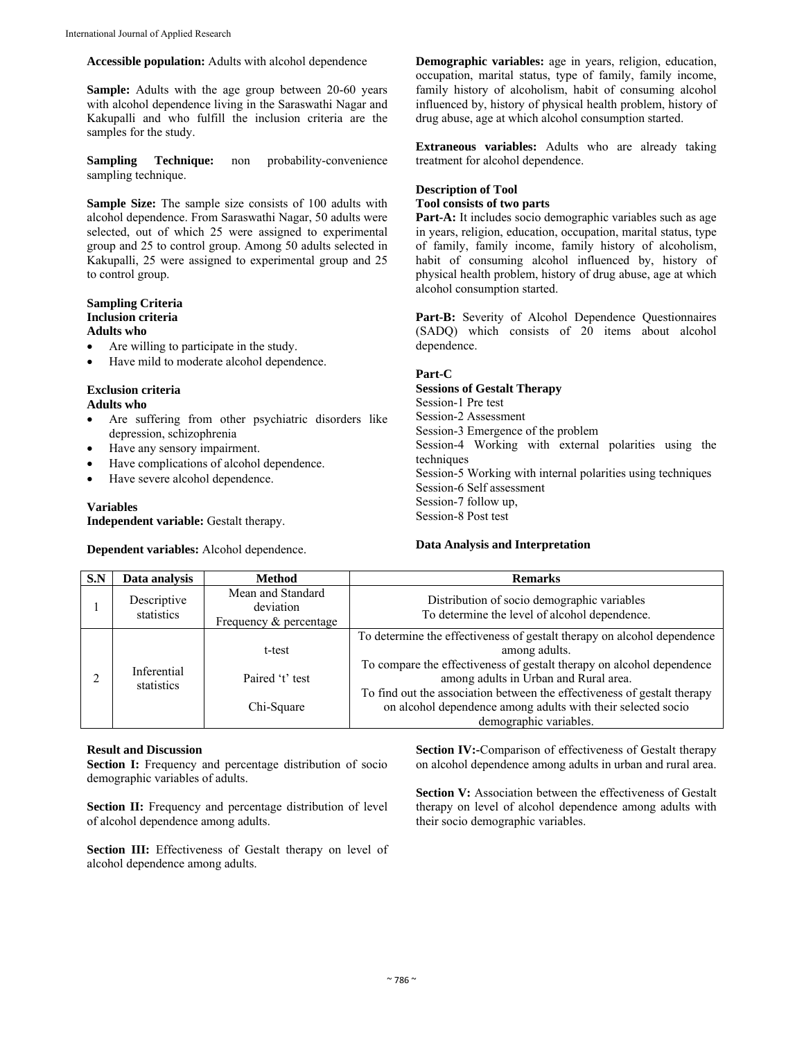**Accessible population:** Adults with alcohol dependence

**Sample:** Adults with the age group between 20-60 years with alcohol dependence living in the Saraswathi Nagar and Kakupalli and who fulfill the inclusion criteria are the samples for the study.

**Sampling Technique:** non probability-convenience sampling technique.

**Sample Size:** The sample size consists of 100 adults with alcohol dependence. From Saraswathi Nagar, 50 adults were selected, out of which 25 were assigned to experimental group and 25 to control group. Among 50 adults selected in Kakupalli, 25 were assigned to experimental group and 25 to control group.

**Sampling Criteria**
**Inclusion criteria**
**Adults who**

- Are willing to participate in the study.
- Have mild to moderate alcohol dependence.

**Exclusion criteria**
**Adults who**

- Are suffering from other psychiatric disorders like depression, schizophrenia
- Have any sensory impairment.
- Have complications of alcohol dependence.
- Have severe alcohol dependence.

**Variables**
**Independent variable:** Gestalt therapy.

**Dependent variables:** Alcohol dependence.

**Demographic variables:** age in years, religion, education, occupation, marital status, type of family, family income, family history of alcoholism, habit of consuming alcohol influenced by, history of physical health problem, history of drug abuse, age at which alcohol consumption started.

**Extraneous variables:** Adults who are already taking treatment for alcohol dependence.

**Description of Tool**
**Tool consists of two parts**
**Part-A:** It includes socio demographic variables such as age in years, religion, education, occupation, marital status, type of family, family income, family history of alcoholism, habit of consuming alcohol influenced by, history of physical health problem, history of drug abuse, age at which alcohol consumption started.

**Part-B:** Severity of Alcohol Dependence Questionnaires (SADQ) which consists of 20 items about alcohol dependence.

**Part-C**
**Sessions of Gestalt Therapy**
Session-1 Pre test
Session-2 Assessment
Session-3 Emergence of the problem
Session-4 Working with external polarities using the techniques
Session-5 Working with internal polarities using techniques
Session-6 Self assessment
Session-7 follow up,
Session-8 Post test

**Data Analysis and Interpretation**

| S.N | Data analysis | Method | Remarks |
|---|---|---|---|
| 1 | Descriptive statistics | Mean and Standard deviation<br>Frequency & percentage | Distribution of socio demographic variables<br>To determine the level of alcohol dependence. |
| 2 | Inferential statistics | t-test<br>Paired 't' test<br>Chi-Square | To determine the effectiveness of gestalt therapy on alcohol dependence among adults.<br>To compare the effectiveness of gestalt therapy on alcohol dependence among adults in Urban and Rural area.<br>To find out the association between the effectiveness of gestalt therapy on alcohol dependence among adults with their selected socio demographic variables. |

**Result and Discussion**

**Section I:** Frequency and percentage distribution of socio demographic variables of adults.

**Section II:** Frequency and percentage distribution of level of alcohol dependence among adults.

**Section III:** Effectiveness of Gestalt therapy on level of alcohol dependence among adults.

**Section IV:-**Comparison of effectiveness of Gestalt therapy on alcohol dependence among adults in urban and rural area.

**Section V:** Association between the effectiveness of Gestalt therapy on level of alcohol dependence among adults with their socio demographic variables.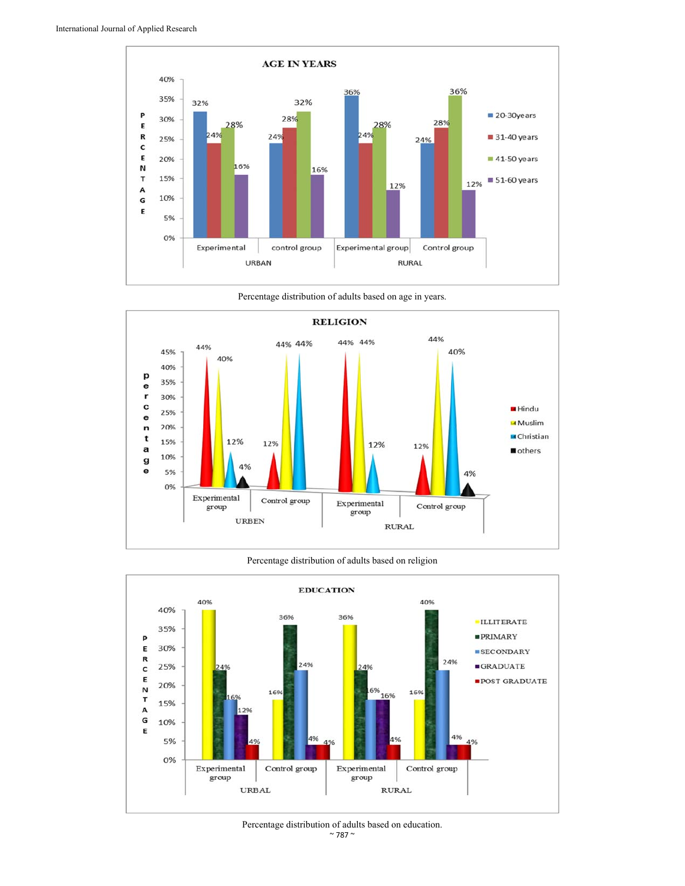Percentage distribution of adults based on age in years.

Percentage distribution of adults based on religion

Percentage distribution of adults based on education.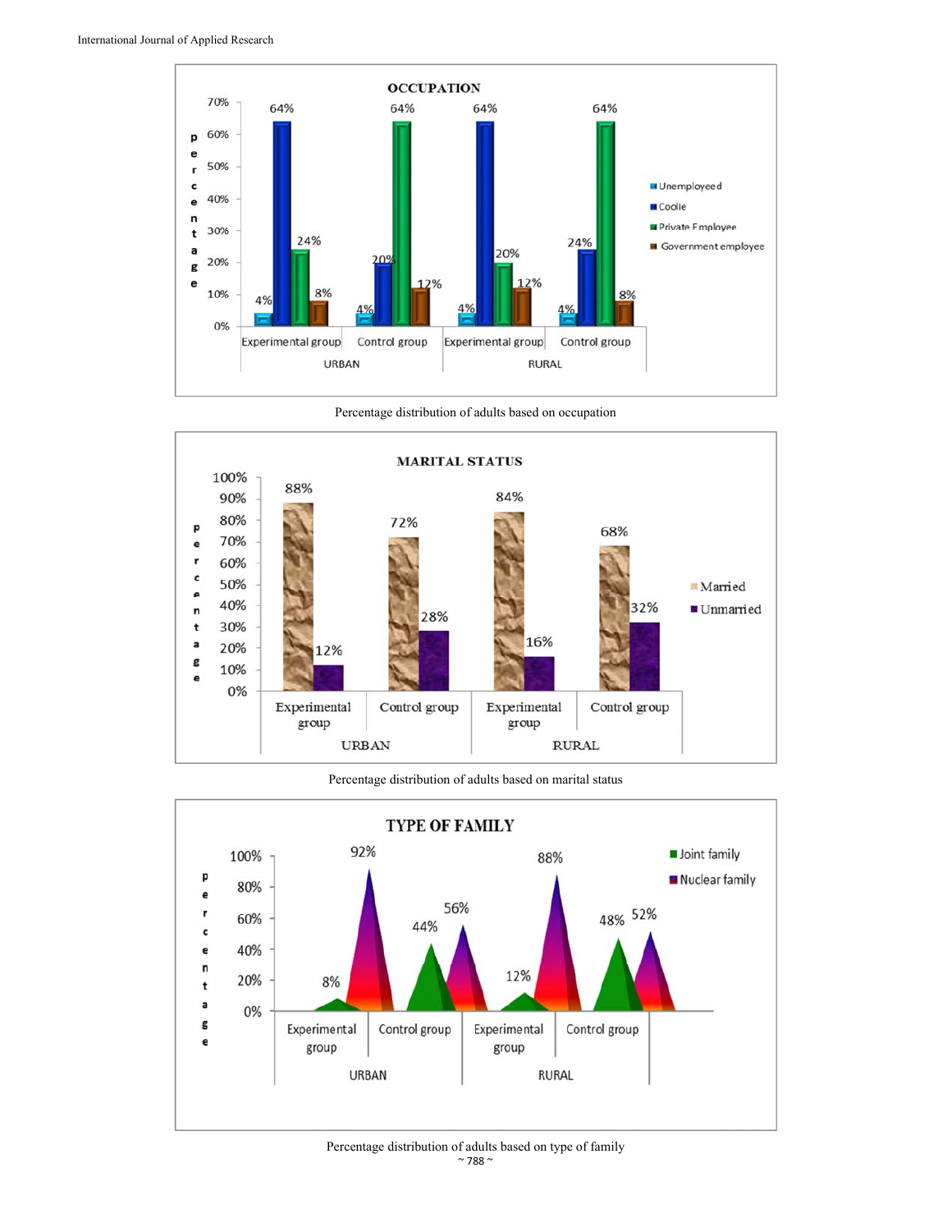Percentage distribution of adults based on occupation

Percentage distribution of adults based on marital status

Percentage distribution of adults based on type of family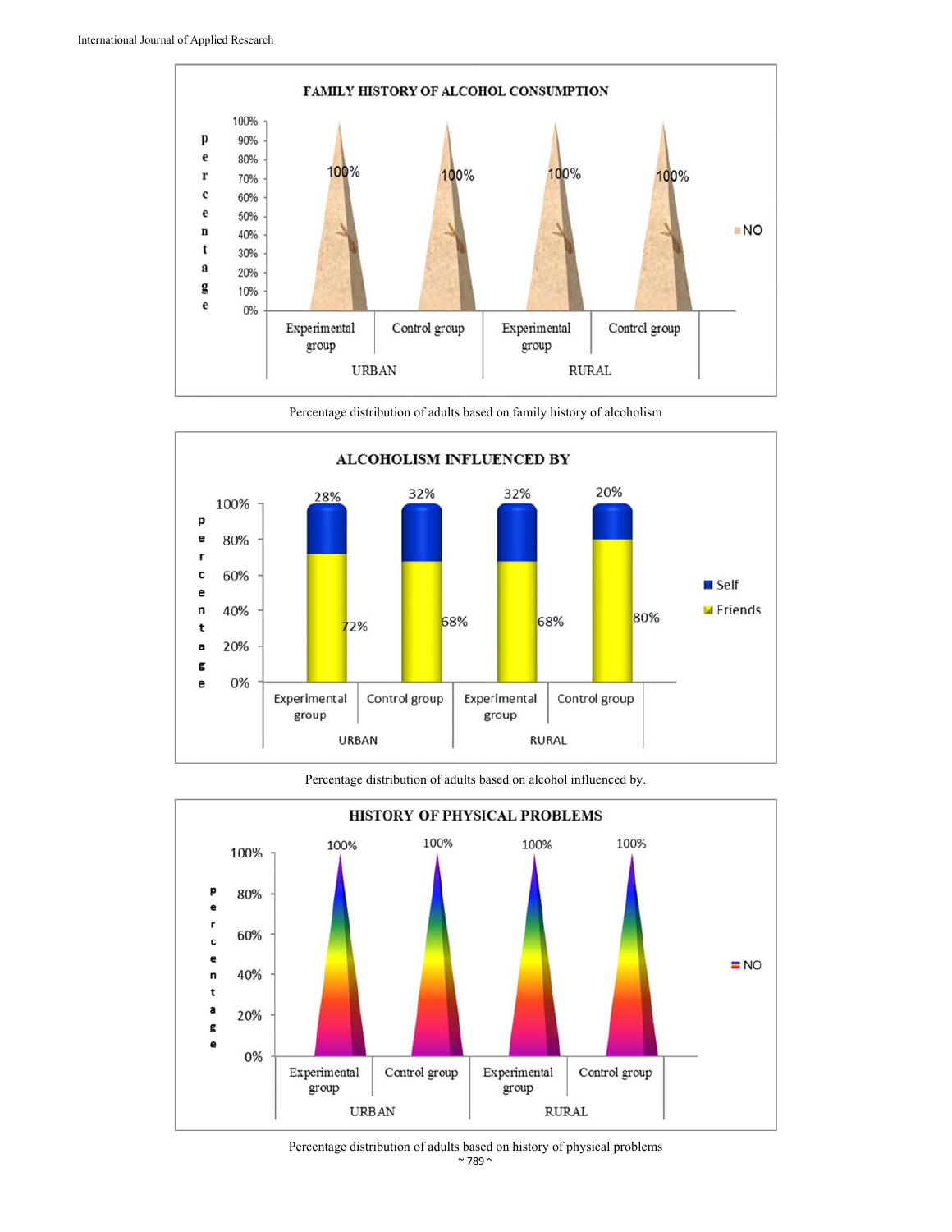Percentage distribution of adults based on family history of alcoholism

Percentage distribution of adults based on alcohol influenced by.

Percentage distribution of adults based on history of physical problems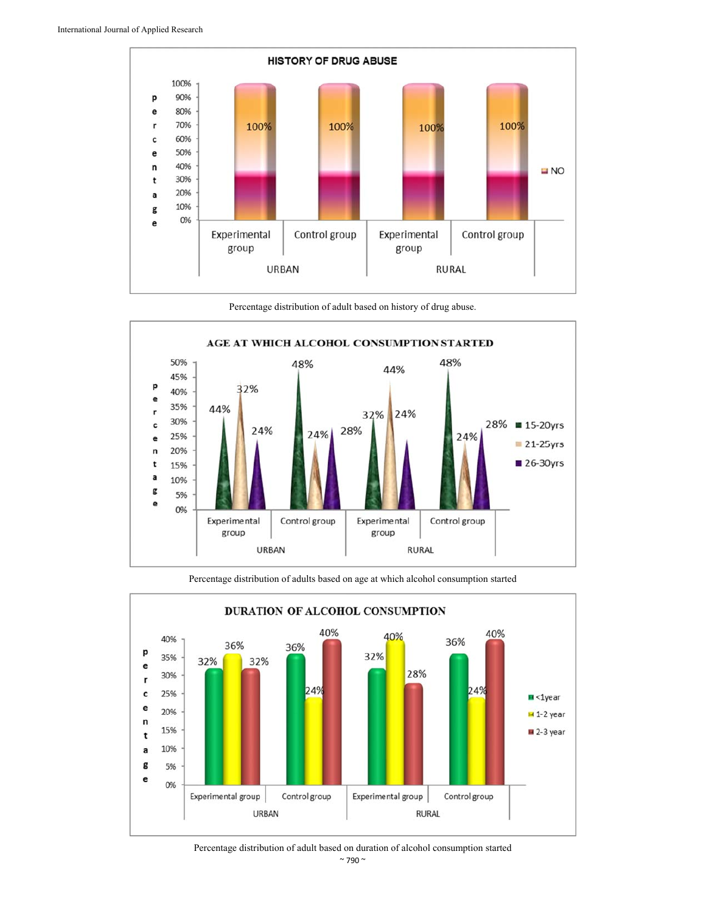Percentage distribution of adult based on history of drug abuse.

Percentage distribution of adults based on age at which alcohol consumption started

Percentage distribution of adult based on duration of alcohol consumption started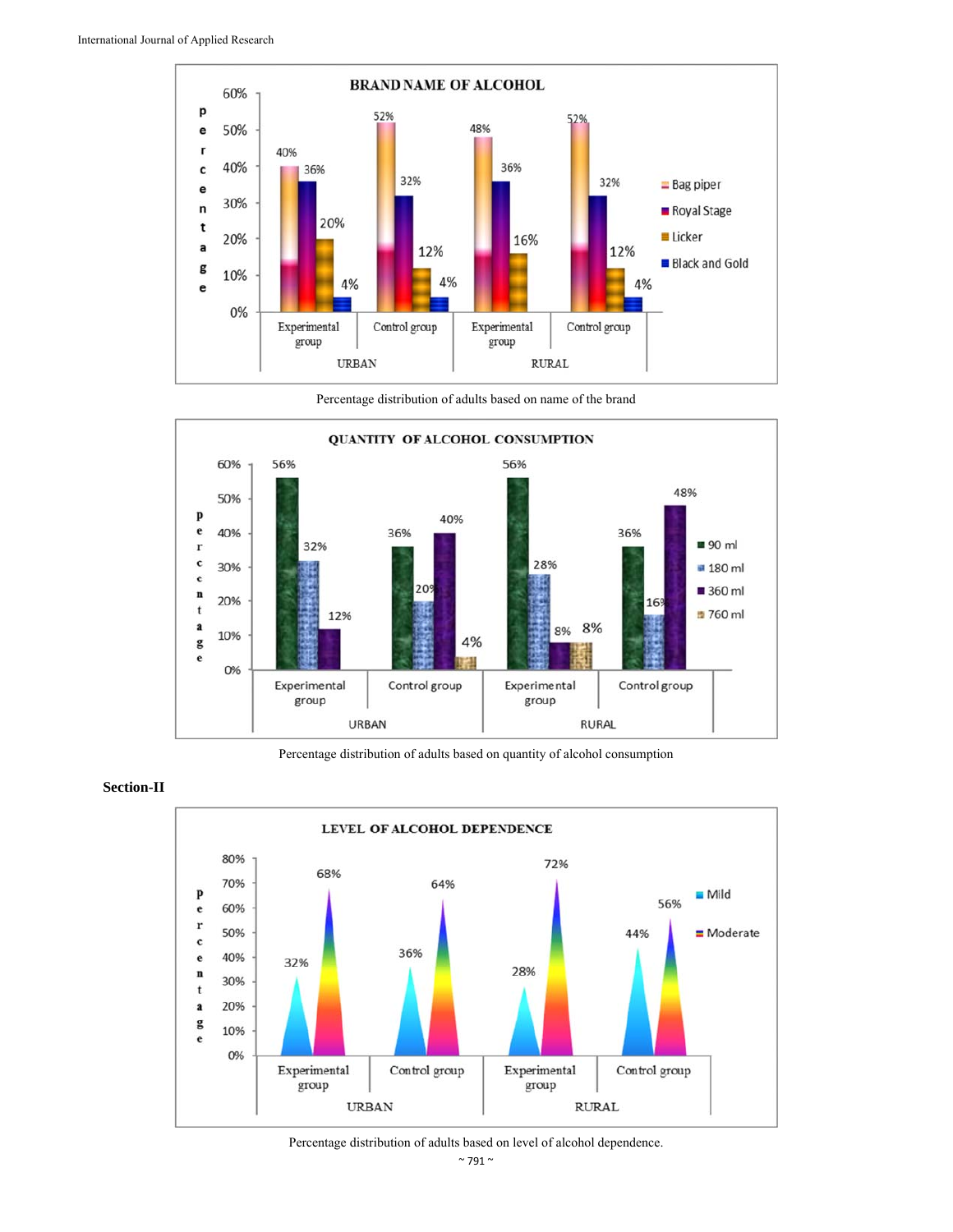Percentage distribution of adults based on name of the brand

Percentage distribution of adults based on quantity of alcohol consumption

**Section-II**

Percentage distribution of adults based on level of alcohol dependence.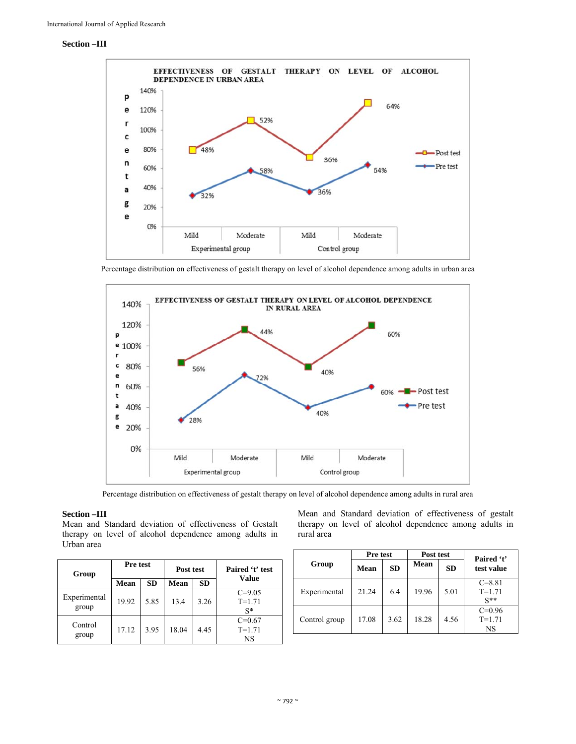### Section –III

Percentage distribution on effectiveness of gestalt therapy on level of alcohol dependence among adults in urban area

Percentage distribution on effectiveness of gestalt therapy on level of alcohol dependence among adults in rural area

### Section –III

Mean and Standard deviation of effectiveness of Gestalt therapy on level of alcohol dependence among adults in Urban area

| Group | Pre test | | Post test | | Paired 't' test Value |
|---|---|---|---|---|---|
| | Mean | SD | Mean | SD | |
| Experimental group | 19.92 | 5.85 | 13.4 | 3.26 | C=9.05 T=1.71 S* |
| Control group | 17.12 | 3.95 | 18.04 | 4.45 | C=0.67 T=1.71 NS |

Mean and Standard deviation of effectiveness of gestalt therapy on level of alcohol dependence among adults in rural area

| Group | Pre test | | Post test | | Paired 't' test value |
|---|---|---|---|---|---|
| | Mean | SD | Mean | SD | |
| Experimental | 21.24 | 6.4 | 19.96 | 5.01 | C=8.81 T=1.71 S** |
| Control group | 17.08 | 3.62 | 18.28 | 4.56 | C=0.96 T=1.71 NS |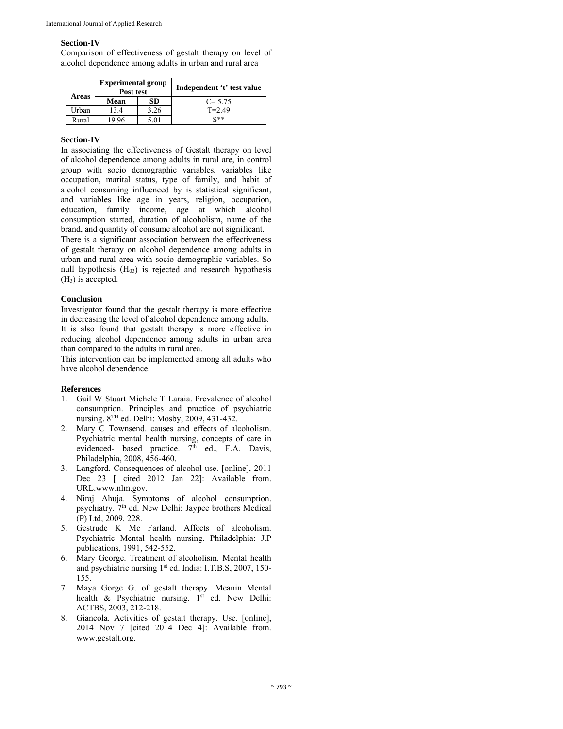## Section-IV

Comparison of effectiveness of gestalt therapy on level of alcohol dependence among adults in urban and rural area

| Areas | Experimental group Post test | | Independent 't' test value |
|---|---|---|---|
| | Mean | SD | C= 5.75 |
| Urban | 13.4 | 3.26 | T=2.49 |
| Rural | 19.96 | 5.01 | S** |

## Section-IV

In associating the effectiveness of Gestalt therapy on level of alcohol dependence among adults in rural are, in control group with socio demographic variables, variables like occupation, marital status, type of family, and habit of alcohol consuming influenced by is statistical significant, and variables like age in years, religion, occupation, education, family income, age at which alcohol consumption started, duration of alcoholism, name of the brand, and quantity of consume alcohol are not significant.

There is a significant association between the effectiveness of gestalt therapy on alcohol dependence among adults in urban and rural area with socio demographic variables. So null hypothesis ($H_{03}$) is rejected and research hypothesis ($H_3$) is accepted.

## Conclusion

Investigator found that the gestalt therapy is more effective in decreasing the level of alcohol dependence among adults.

It is also found that gestalt therapy is more effective in reducing alcohol dependence among adults in urban area than compared to the adults in rural area.

This intervention can be implemented among all adults who have alcohol dependence.

## References

1. Gail W Stuart Michele T Laraia. Prevalence of alcohol consumption. Principles and practice of psychiatric nursing. 8TH ed. Delhi: Mosby, 2009, 431-432.
2. Mary C Townsend. causes and effects of alcoholism. Psychiatric mental health nursing, concepts of care in evidenced- based practice. 7th ed., F.A. Davis, Philadelphia, 2008, 456-460.
3. Langford. Consequences of alcohol use. [online], 2011 Dec 23 [ cited 2012 Jan 22]: Available from. URL.www.nlm.gov.
4. Niraj Ahuja. Symptoms of alcohol consumption. psychiatry. 7th ed. New Delhi: Jaypee brothers Medical (P) Ltd, 2009, 228.
5. Gestrude K Mc Farland. Affects of alcoholism. Psychiatric Mental health nursing. Philadelphia: J.P publications, 1991, 542-552.
6. Mary George. Treatment of alcoholism. Mental health and psychiatric nursing 1st ed. India: I.T.B.S, 2007, 150-155.
7. Maya Gorge G. of gestalt therapy. Meanin Mental health & Psychiatric nursing. 1st ed. New Delhi: ACTBS, 2003, 212-218.
8. Giancola. Activities of gestalt therapy. Use. [online], 2014 Nov 7 [cited 2014 Dec 4]: Available from. www.gestalt.org.